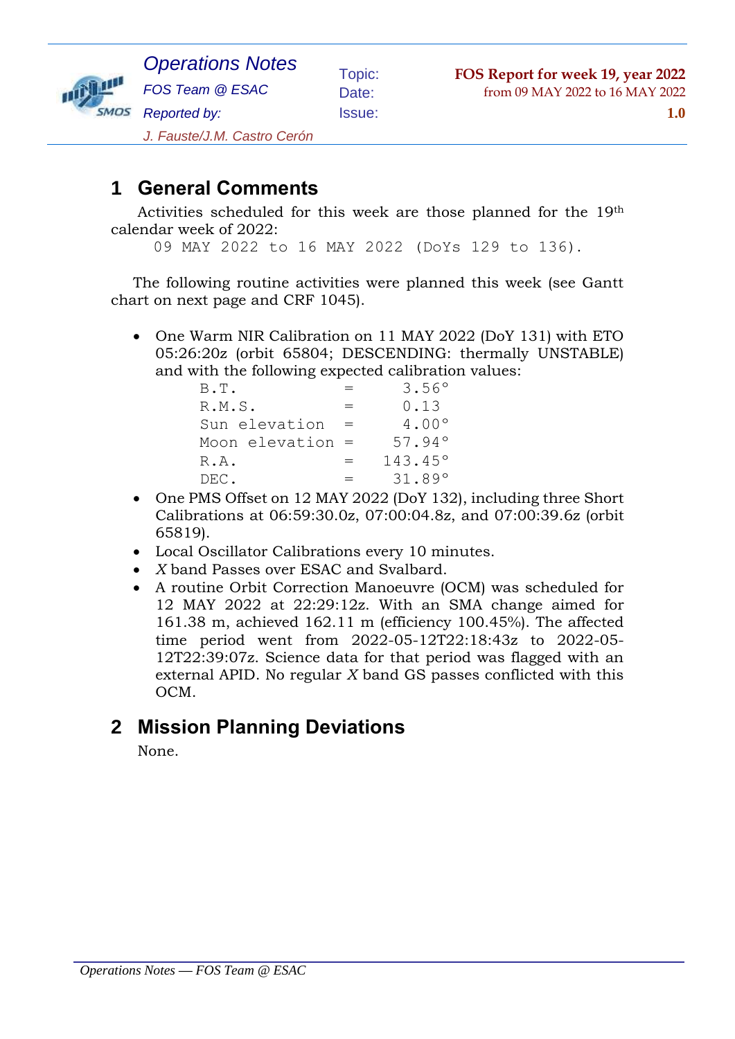| Operations Notes | Topic: | FOS Report for week 19, year 2022 |
| --- | --- | --- |
| FOS Team @ ESAC | Date: | from 09 MAY 2022 to 16 MAY 2022 |
| Reported by: | Issue: | 1.0 |
| J. Fauste/J.M. Castro Cerón | | |

# 1 General Comments

Activities scheduled for this week are those planned for the 19th calendar week of 2022:

```
09 MAY 2022 to 16 MAY 2022 (DoYs 129 to 136).
```

The following routine activities were planned this week (see Gantt chart on next page and CRF 1045).

- One Warm NIR Calibration on 11 MAY 2022 (DoY 131) with ETO 05:26:20z (orbit 65804; DESCENDING: thermally UNSTABLE) and with the following expected calibration values:

```
B.T.           =    3.56°
R.M.S.         =    0.13
Sun elevation  =    4.00°
Moon elevation =   57.94°
R.A.           =  143.45°
DEC.           =   31.89°
```

- One PMS Offset on 12 MAY 2022 (DoY 132), including three Short Calibrations at 06:59:30.0z, 07:00:04.8z, and 07:00:39.6z (orbit 65819).
- Local Oscillator Calibrations every 10 minutes.
- *X* band Passes over ESAC and Svalbard.
- A routine Orbit Correction Manoeuvre (OCM) was scheduled for 12 MAY 2022 at 22:29:12z. With an SMA change aimed for 161.38 m, achieved 162.11 m (efficiency 100.45%). The affected time period went from 2022-05-12T22:18:43z to 2022-05-12T22:39:07z. Science data for that period was flagged with an external APID. No regular *X* band GS passes conflicted with this OCM.

# 2 Mission Planning Deviations

None.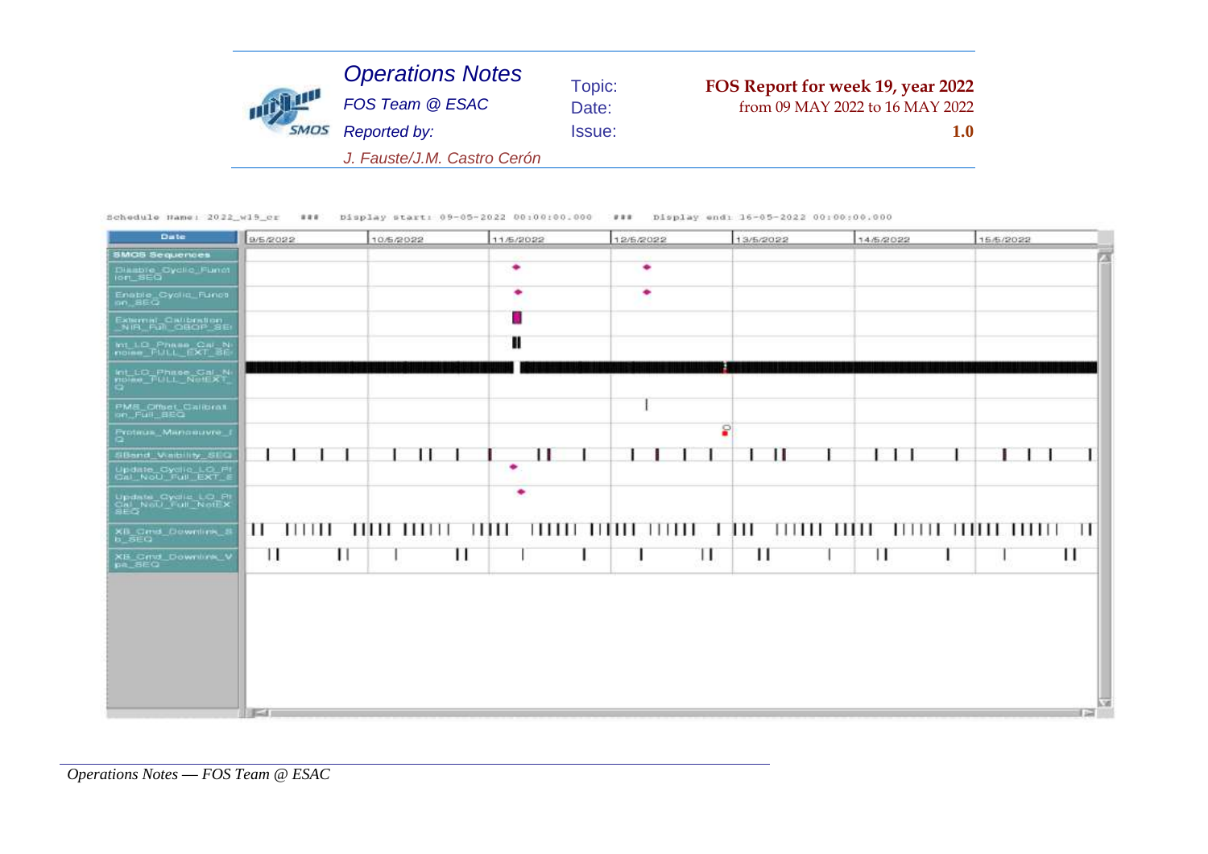Schedule Name: 2022_w19_cr ### Display start: 09-05-2022 00:00:00.000 ### Display end: 16-05-2022 00:00:00.000

| Date | 9/5/2022 | 10/5/2022 | 11/5/2022 | 12/5/2022 | 13/5/2022 | 14/5/2022 | 15/5/2022 |
|---|---|---|---|---|---|---|---|
| **SMOS Sequences** | | | | | | | |
| Disable_Cyclic_Function_SEQ | | | | | | | |
| Enable_Cyclic_Function_SEQ | | | | | | | |
| External_Calibration_NIR_Full_OBOP_SEQ | | | | | | | |
| Int_LO_Phase_Cal_Noise_FULL_EXT_SEQ | | | | | | | |
| Int_LO_Phase_Cal_Noise_FULL_NotEXT_SEQ | | | | | | | |
| PMS_Offset_Calibration_Full_SEQ | | | | | | | |
| Proteus_Manoeuvre_SEQ | | | | | | | |
| SBand_Visibility_SEQ | | | | | | | |
| Update_Cyclic_LO_Pr_Cal_NoU_Full_EXT_SEQ | | | | | | | |
| Update_Cyclic_LO_Pr_Cal_NoU_Full_NotEXT_SEQ | | | | | | | |
| XB_Cmd_Downlink_Sb_SEQ | | | | | | | |
| XB_Cmd_Downlink_Vpa_SEQ | | | | | | | |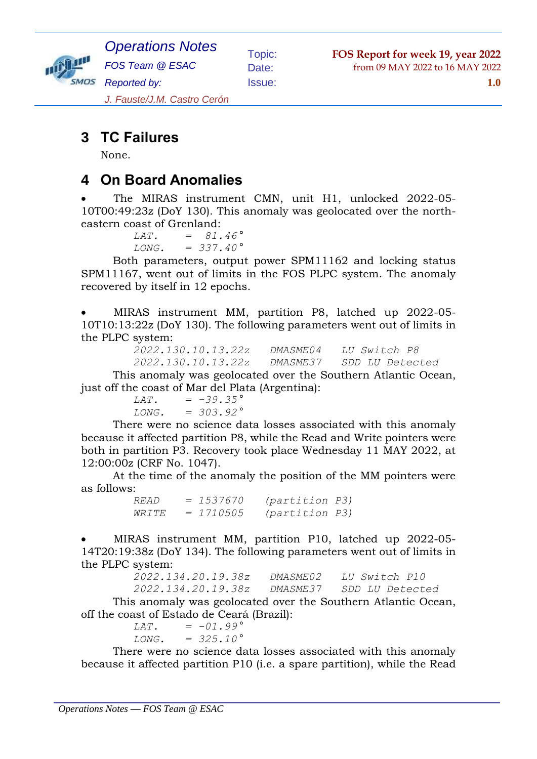## 3 TC Failures

None.

## 4 On Board Anomalies

- The MIRAS instrument CMN, unit H1, unlocked 2022-05-10T00:49:23z (DoY 130). This anomaly was geolocated over the north-eastern coast of Grenland:

```
LAT.    = 81.46°
LONG.   = 337.40°
```

Both parameters, output power SPM11162 and locking status SPM11167, went out of limits in the FOS PLPC system. The anomaly recovered by itself in 12 epochs.

- MIRAS instrument MM, partition P8, latched up 2022-05-10T10:13:22z (DoY 130). The following parameters went out of limits in the PLPC system:

```
2022.130.10.13.22z   DMASME04   LU Switch P8
2022.130.10.13.22z   DMASME37   SDD LU Detected
```

This anomaly was geolocated over the Southern Atlantic Ocean, just off the coast of Mar del Plata (Argentina):

```
LAT.    = -39.35°
LONG.   = 303.92°
```

There were no science data losses associated with this anomaly because it affected partition P8, while the Read and Write pointers were both in partition P3. Recovery took place Wednesday 11 MAY 2022, at 12:00:00z (CRF No. 1047).

At the time of the anomaly the position of the MM pointers were as follows:

```
READ    = 1537670   (partition P3)
WRITE   = 1710505   (partition P3)
```

- MIRAS instrument MM, partition P10, latched up 2022-05-14T20:19:38z (DoY 134). The following parameters went out of limits in the PLPC system:

```
2022.134.20.19.38z   DMASME02   LU Switch P10
2022.134.20.19.38z   DMASME37   SDD LU Detected
```

This anomaly was geolocated over the Southern Atlantic Ocean, off the coast of Estado de Ceará (Brazil):

```
LAT.    = -01.99°
LONG.   = 325.10°
```

There were no science data losses associated with this anomaly because it affected partition P10 (i.e. a spare partition), while the Read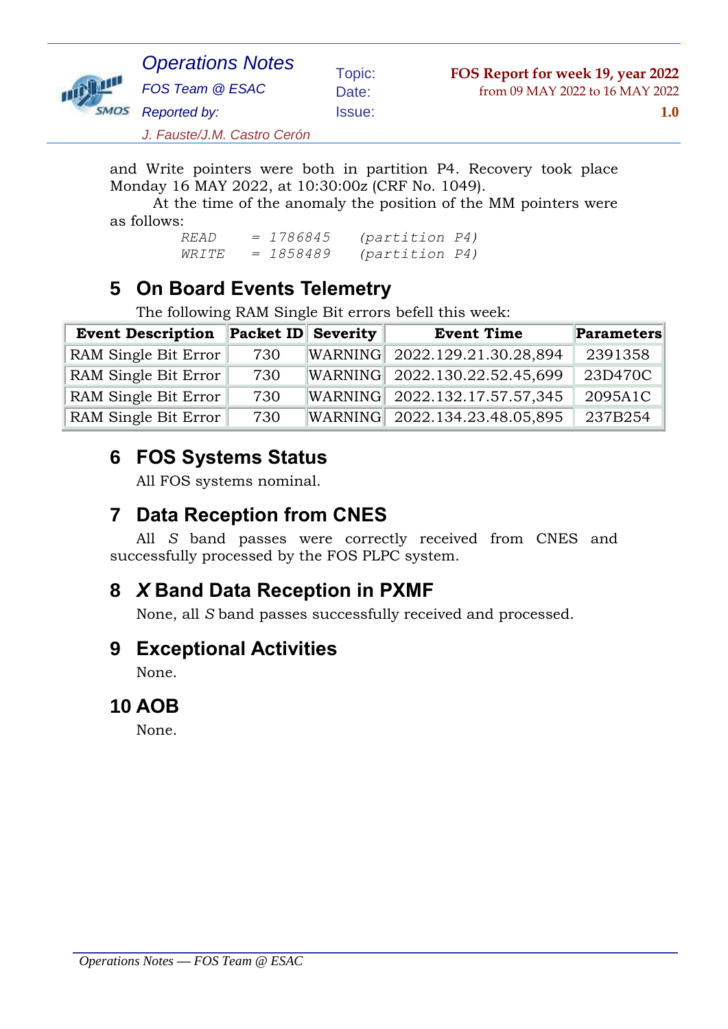and Write pointers were both in partition P4. Recovery took place Monday 16 MAY 2022, at 10:30:00z (CRF No. 1049).

At the time of the anomaly the position of the MM pointers were as follows:

```
READ    = 1786845    (partition P4)
WRITE   = 1858489    (partition P4)
```

## 5 On Board Events Telemetry

The following RAM Single Bit errors befell this week:

| Event Description | Packet ID | Severity | Event Time | Parameters |
|---|---|---|---|---|
| RAM Single Bit Error | 730 | WARNING | 2022.129.21.30.28,894 | 2391358 |
| RAM Single Bit Error | 730 | WARNING | 2022.130.22.52.45,699 | 23D470C |
| RAM Single Bit Error | 730 | WARNING | 2022.132.17.57.57,345 | 2095A1C |
| RAM Single Bit Error | 730 | WARNING | 2022.134.23.48.05,895 | 237B254 |

## 6 FOS Systems Status

All FOS systems nominal.

## 7 Data Reception from CNES

All *S* band passes were correctly received from CNES and successfully processed by the FOS PLPC system.

## 8 *X* Band Data Reception in PXMF

None, all *S* band passes successfully received and processed.

## 9 Exceptional Activities

None.

## 10 AOB

None.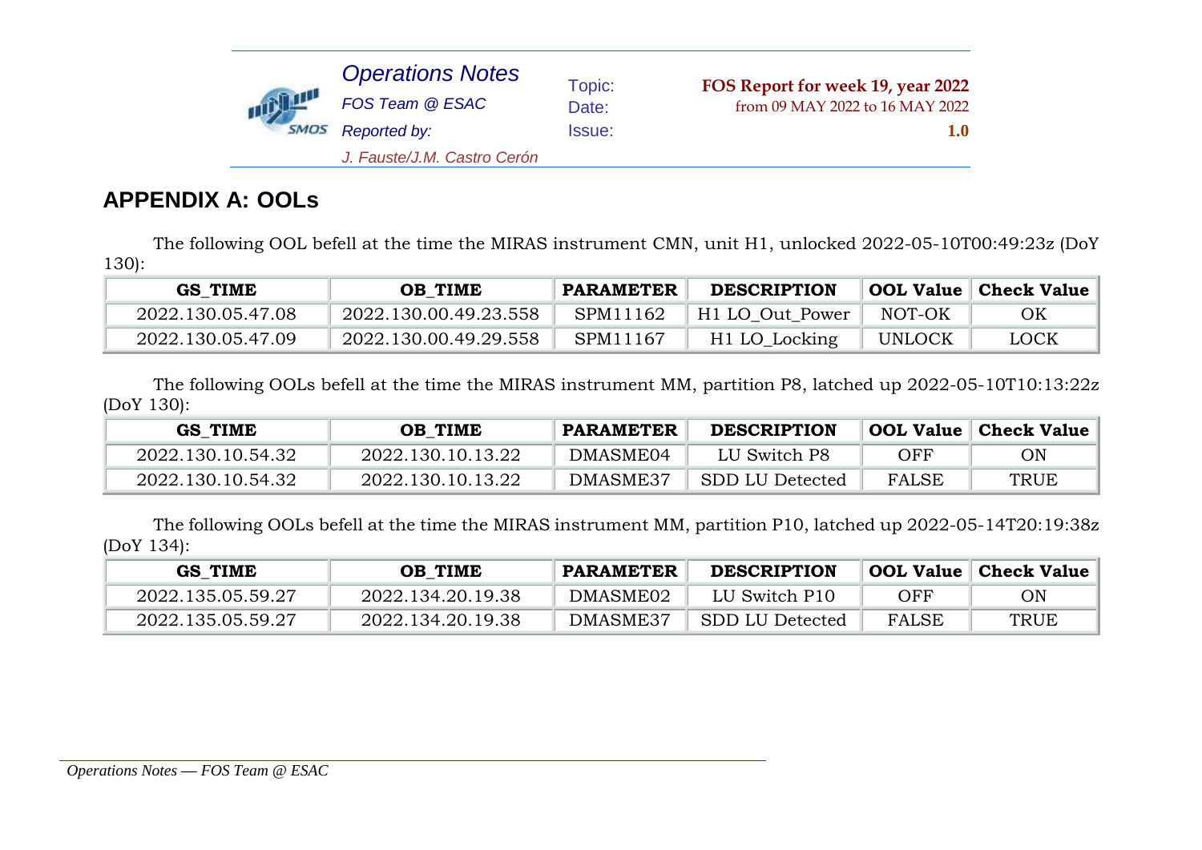## APPENDIX A: OOLs

The following OOL befell at the time the MIRAS instrument CMN, unit H1, unlocked 2022-05-10T00:49:23z (DoY 130):

| GS_TIME | OB_TIME | PARAMETER | DESCRIPTION | OOL Value | Check Value |
|---|---|---|---|---|---|
| 2022.130.05.47.08 | 2022.130.00.49.23.558 | SPM11162 | H1 LO_Out_Power | NOT-OK | OK |
| 2022.130.05.47.09 | 2022.130.00.49.29.558 | SPM11167 | H1 LO_Locking | UNLOCK | LOCK |

The following OOLs befell at the time the MIRAS instrument MM, partition P8, latched up 2022-05-10T10:13:22z (DoY 130):

| GS_TIME | OB_TIME | PARAMETER | DESCRIPTION | OOL Value | Check Value |
|---|---|---|---|---|---|
| 2022.130.10.54.32 | 2022.130.10.13.22 | DMASME04 | LU Switch P8 | OFF | ON |
| 2022.130.10.54.32 | 2022.130.10.13.22 | DMASME37 | SDD LU Detected | FALSE | TRUE |

The following OOLs befell at the time the MIRAS instrument MM, partition P10, latched up 2022-05-14T20:19:38z (DoY 134):

| GS_TIME | OB_TIME | PARAMETER | DESCRIPTION | OOL Value | Check Value |
|---|---|---|---|---|---|
| 2022.135.05.59.27 | 2022.134.20.19.38 | DMASME02 | LU Switch P10 | OFF | ON |
| 2022.135.05.59.27 | 2022.134.20.19.38 | DMASME37 | SDD LU Detected | FALSE | TRUE |